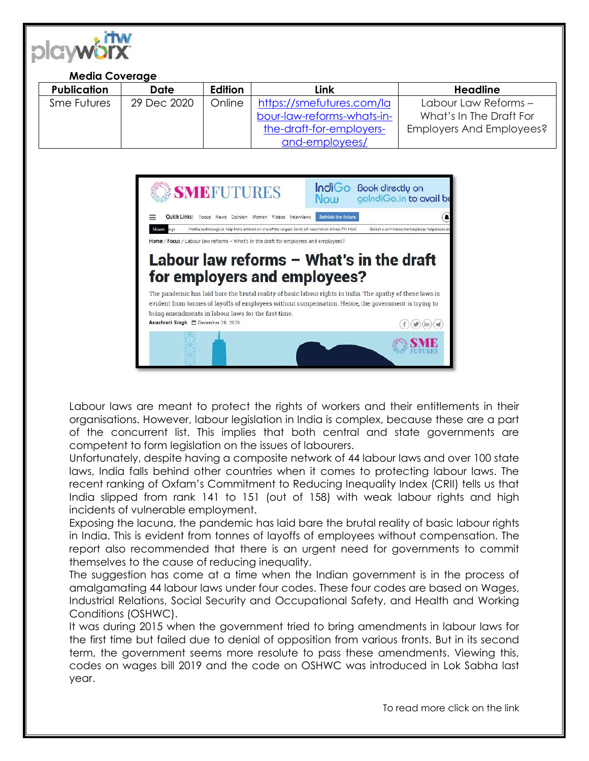**Media Coverage**

| Publication | Date | Edition | Link | Headline |
|---|---|---|---|---|
| Sme Futures | 29 Dec 2020 | Online | https://smefutures.com/labour-law-reforms-whats-in-the-draft-for-employers-and-employees/ | Labour Law Reforms – What's In The Draft For Employers And Employees? |

Labour laws are meant to protect the rights of workers and their entitlements in their organisations. However, labour legislation in India is complex, because these are a part of the concurrent list. This implies that both central and state governments are competent to form legislation on the issues of labourers.

Unfortunately, despite having a composite network of 44 labour laws and over 100 state laws, India falls behind other countries when it comes to protecting labour laws. The recent ranking of Oxfam's Commitment to Reducing Inequality Index (CRII) tells us that India slipped from rank 141 to 151 (out of 158) with weak labour rights and high incidents of vulnerable employment.

Exposing the lacuna, the pandemic has laid bare the brutal reality of basic labour rights in India. This is evident from tonnes of layoffs of employees without compensation. The report also recommended that there is an urgent need for governments to commit themselves to the cause of reducing inequality.

The suggestion has come at a time when the Indian government is in the process of amalgamating 44 labour laws under four codes. These four codes are based on Wages, Industrial Relations, Social Security and Occupational Safety, and Health and Working Conditions (OSHWC).

It was during 2015 when the government tried to bring amendments in labour laws for the first time but failed due to denial of opposition from various fronts. But in its second term, the government seems more resolute to pass these amendments. Viewing this, codes on wages bill 2019 and the code on OSHWC was introduced in Lok Sabha last year.

To read more click on the link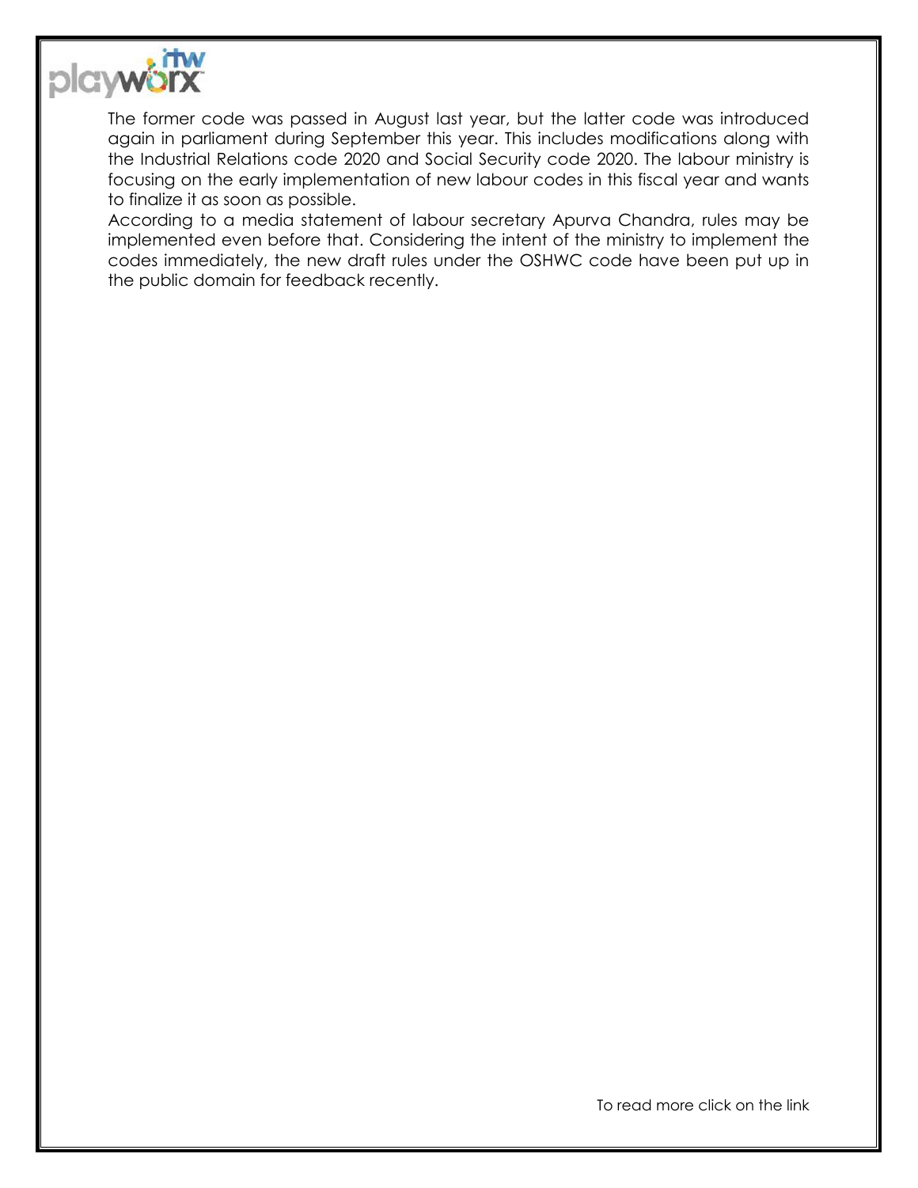The former code was passed in August last year, but the latter code was introduced again in parliament during September this year. This includes modifications along with the Industrial Relations code 2020 and Social Security code 2020. The labour ministry is focusing on the early implementation of new labour codes in this fiscal year and wants to finalize it as soon as possible.

According to a media statement of labour secretary Apurva Chandra, rules may be implemented even before that. Considering the intent of the ministry to implement the codes immediately, the new draft rules under the OSHWC code have been put up in the public domain for feedback recently.

To read more click on the link